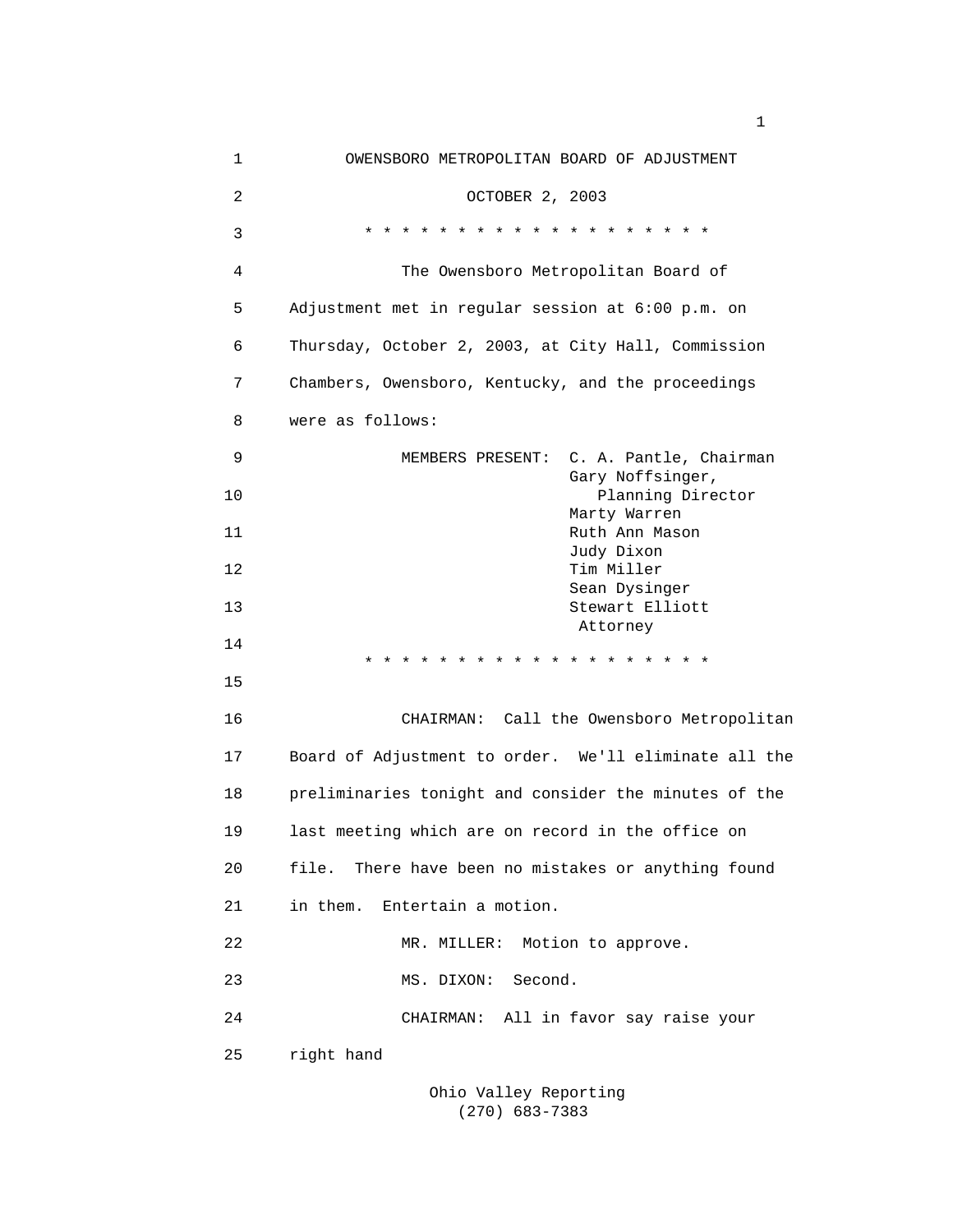OWENSBORO METROPOLITAN BOARD OF ADJUSTMENT

OCTOBER 2, 2003

* * * * * * * * * * * * * * * * * * * *

The Owensboro Metropolitan Board of Adjustment met in regular session at 6:00 p.m. on Thursday, October 2, 2003, at City Hall, Commission Chambers, Owensboro, Kentucky, and the proceedings were as follows:

MEMBERS PRESENT:
- C. A. Pantle, Chairman
- Gary Noffsinger, Planning Director
- Marty Warren
- Ruth Ann Mason
- Judy Dixon
- Tim Miller
- Sean Dysinger
- Stewart Elliott, Attorney

* * * * * * * * * * * * * * * * * * * *

CHAIRMAN: Call the Owensboro Metropolitan Board of Adjustment to order. We'll eliminate all the preliminaries tonight and consider the minutes of the last meeting which are on record in the office on file. There have been no mistakes or anything found in them. Entertain a motion.

MR. MILLER: Motion to approve.

MS. DIXON: Second.

CHAIRMAN: All in favor say raise your right hand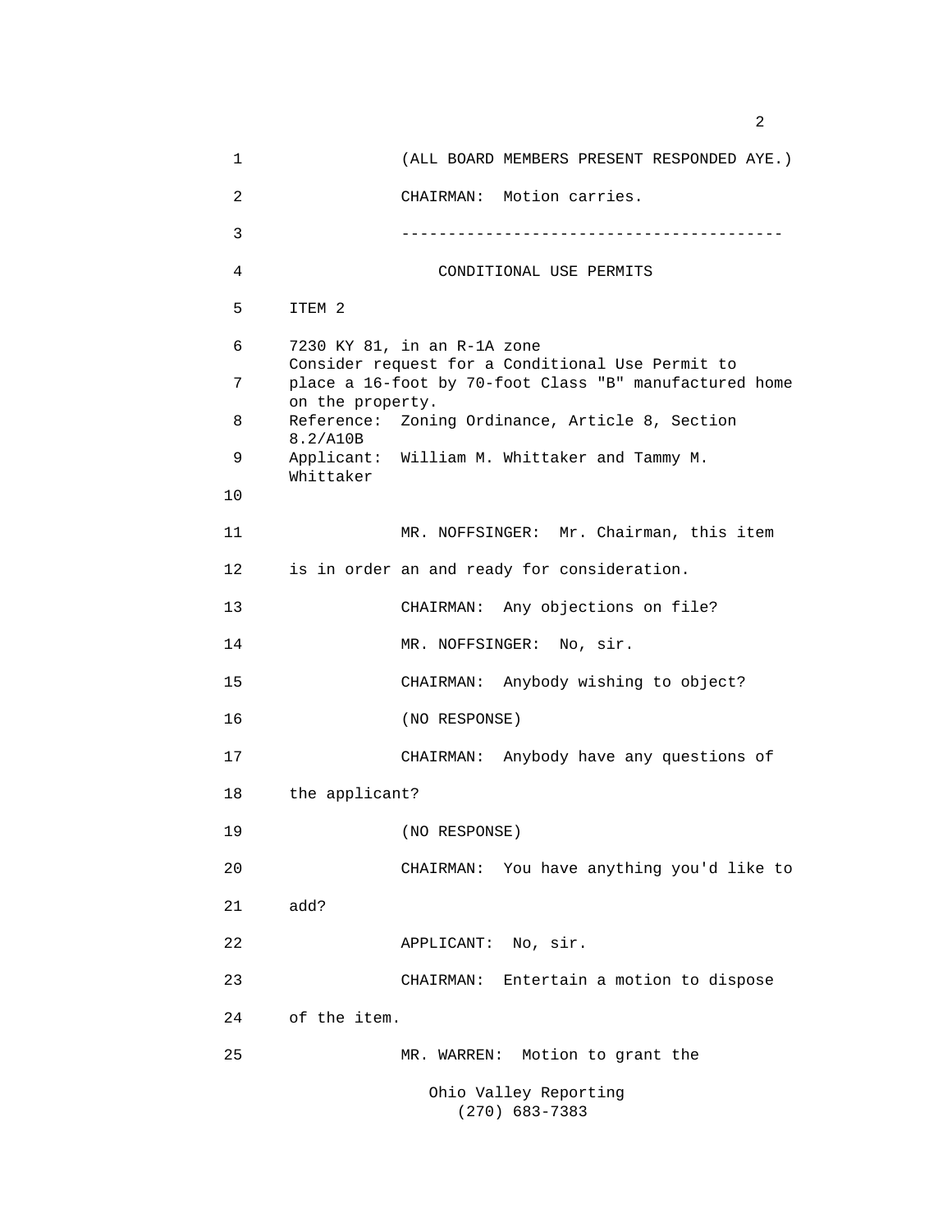(ALL BOARD MEMBERS PRESENT RESPONDED AYE.)

CHAIRMAN: Motion carries.

----------------------------------------

CONDITIONAL USE PERMITS

ITEM 2

7230 KY 81, in an R-1A zone
Consider request for a Conditional Use Permit to place a 16-foot by 70-foot Class "B" manufactured home on the property.
Reference: Zoning Ordinance, Article 8, Section 8.2/A10B
Applicant: William M. Whittaker and Tammy M. Whittaker

MR. NOFFSINGER: Mr. Chairman, this item is in order an and ready for consideration.

CHAIRMAN: Any objections on file?

MR. NOFFSINGER: No, sir.

CHAIRMAN: Anybody wishing to object?

(NO RESPONSE)

CHAIRMAN: Anybody have any questions of the applicant?

(NO RESPONSE)

CHAIRMAN: You have anything you'd like to add?

APPLICANT: No, sir.

CHAIRMAN: Entertain a motion to dispose of the item.

MR. WARREN: Motion to grant the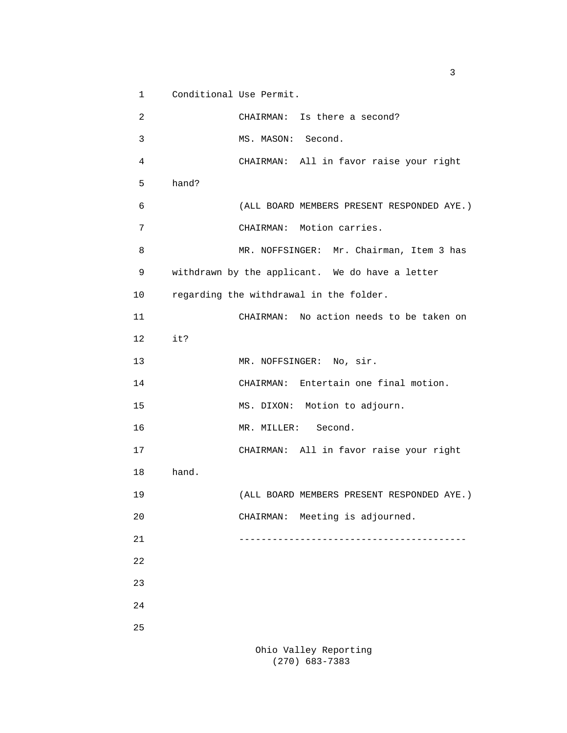Conditional Use Permit.

CHAIRMAN: Is there a second?

MS. MASON: Second.

CHAIRMAN: All in favor raise your right hand?

(ALL BOARD MEMBERS PRESENT RESPONDED AYE.)

CHAIRMAN: Motion carries.

MR. NOFFSINGER: Mr. Chairman, Item 3 has withdrawn by the applicant. We do have a letter regarding the withdrawal in the folder.

CHAIRMAN: No action needs to be taken on it?

MR. NOFFSINGER: No, sir.

CHAIRMAN: Entertain one final motion.

MS. DIXON: Motion to adjourn.

MR. MILLER: Second.

CHAIRMAN: All in favor raise your right hand.

(ALL BOARD MEMBERS PRESENT RESPONDED AYE.)

CHAIRMAN: Meeting is adjourned.

----------------------------------------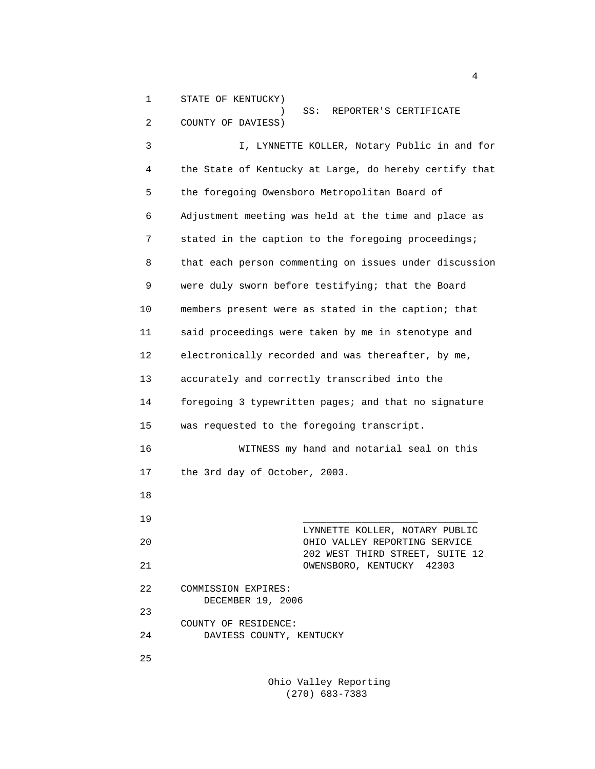STATE OF KENTUCKY)
) SS: REPORTER'S CERTIFICATE
COUNTY OF DAVIESS)

I, LYNNETTE KOLLER, Notary Public in and for the State of Kentucky at Large, do hereby certify that the foregoing Owensboro Metropolitan Board of Adjustment meeting was held at the time and place as stated in the caption to the foregoing proceedings; that each person commenting on issues under discussion were duly sworn before testifying; that the Board members present were as stated in the caption; that said proceedings were taken by me in stenotype and electronically recorded and was thereafter, by me, accurately and correctly transcribed into the foregoing 3 typewritten pages; and that no signature was requested to the foregoing transcript.

WITNESS my hand and notarial seal on this the 3rd day of October, 2003.

______________________________
LYNNETTE KOLLER, NOTARY PUBLIC
OHIO VALLEY REPORTING SERVICE
202 WEST THIRD STREET, SUITE 12
OWENSBORO, KENTUCKY 42303

COMMISSION EXPIRES:
DECEMBER 19, 2006

COUNTY OF RESIDENCE:
DAVIESS COUNTY, KENTUCKY

Ohio Valley Reporting
(270) 683-7383